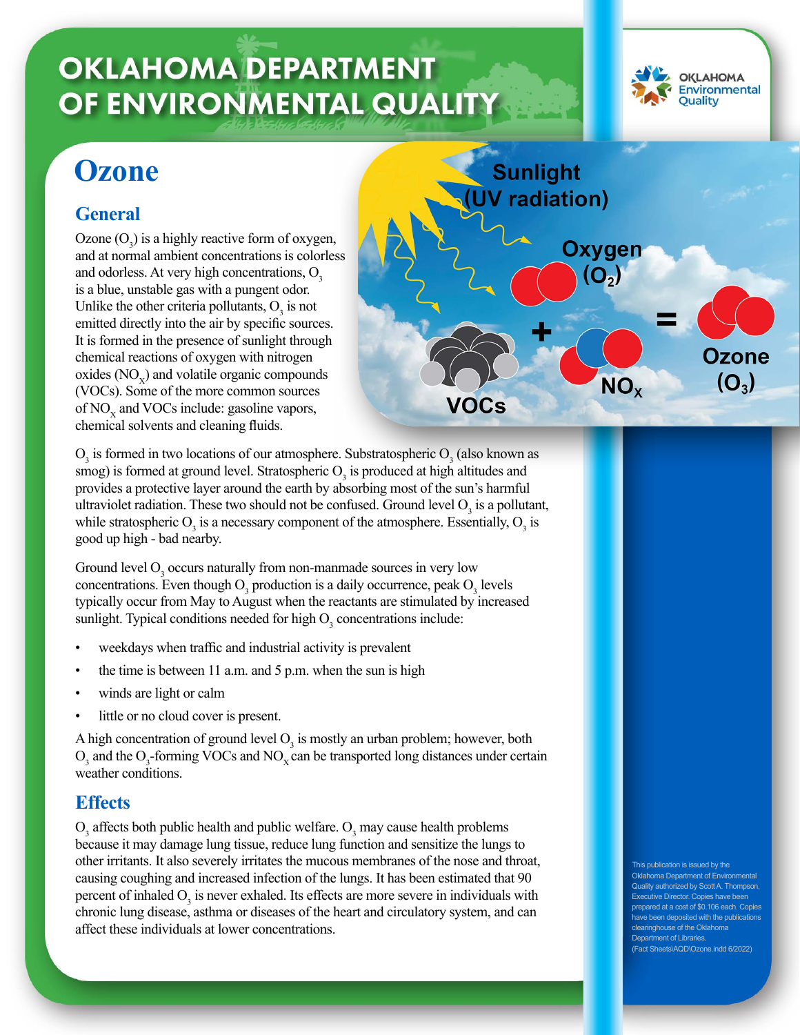# OKLAHOMA DEPARTMENT OF ENVIRONMENTAL QUALITY

# Ozone

## General

Ozone ($O_3$) is a highly reactive form of oxygen, and at normal ambient concentrations is colorless and odorless. At very high concentrations, $O_3$ is a blue, unstable gas with a pungent odor. Unlike the other criteria pollutants, $O_3$ is not emitted directly into the air by specific sources. It is formed in the presence of sunlight through chemical reactions of oxygen with nitrogen oxides ($NO_X$) and volatile organic compounds (VOCs). Some of the more common sources of $NO_X$ and VOCs include: gasoline vapors, chemical solvents and cleaning fluids.

Sunlight (UV radiation)

Oxygen ($O_2$) + VOCs + $NO_X$ = Ozone ($O_3$)

$O_3$ is formed in two locations of our atmosphere. Substratospheric $O_3$ (also known as smog) is formed at ground level. Stratospheric $O_3$ is produced at high altitudes and provides a protective layer around the earth by absorbing most of the sun's harmful ultraviolet radiation. These two should not be confused. Ground level $O_3$ is a pollutant, while stratospheric $O_3$ is a necessary component of the atmosphere. Essentially, $O_3$ is good up high - bad nearby.

Ground level $O_3$ occurs naturally from non-manmade sources in very low concentrations. Even though $O_3$ production is a daily occurrence, peak $O_3$ levels typically occur from May to August when the reactants are stimulated by increased sunlight. Typical conditions needed for high $O_3$ concentrations include:

- weekdays when traffic and industrial activity is prevalent
- the time is between 11 a.m. and 5 p.m. when the sun is high
- winds are light or calm
- little or no cloud cover is present.

A high concentration of ground level $O_3$ is mostly an urban problem; however, both $O_3$ and the $O_3$-forming VOCs and $NO_X$ can be transported long distances under certain weather conditions.

## Effects

$O_3$ affects both public health and public welfare. $O_3$ may cause health problems because it may damage lung tissue, reduce lung function and sensitize the lungs to other irritants. It also severely irritates the mucous membranes of the nose and throat, causing coughing and increased infection of the lungs. It has been estimated that 90 percent of inhaled $O_3$ is never exhaled. Its effects are more severe in individuals with chronic lung disease, asthma or diseases of the heart and circulatory system, and can affect these individuals at lower concentrations.

This publication is issued by the Oklahoma Department of Environmental Quality authorized by Scott A. Thompson, Executive Director. Copies have been prepared at a cost of $0.106 each. Copies have been deposited with the publications clearinghouse of the Oklahoma Department of Libraries. (Fact Sheets\AQD\Ozone.indd 6/2022)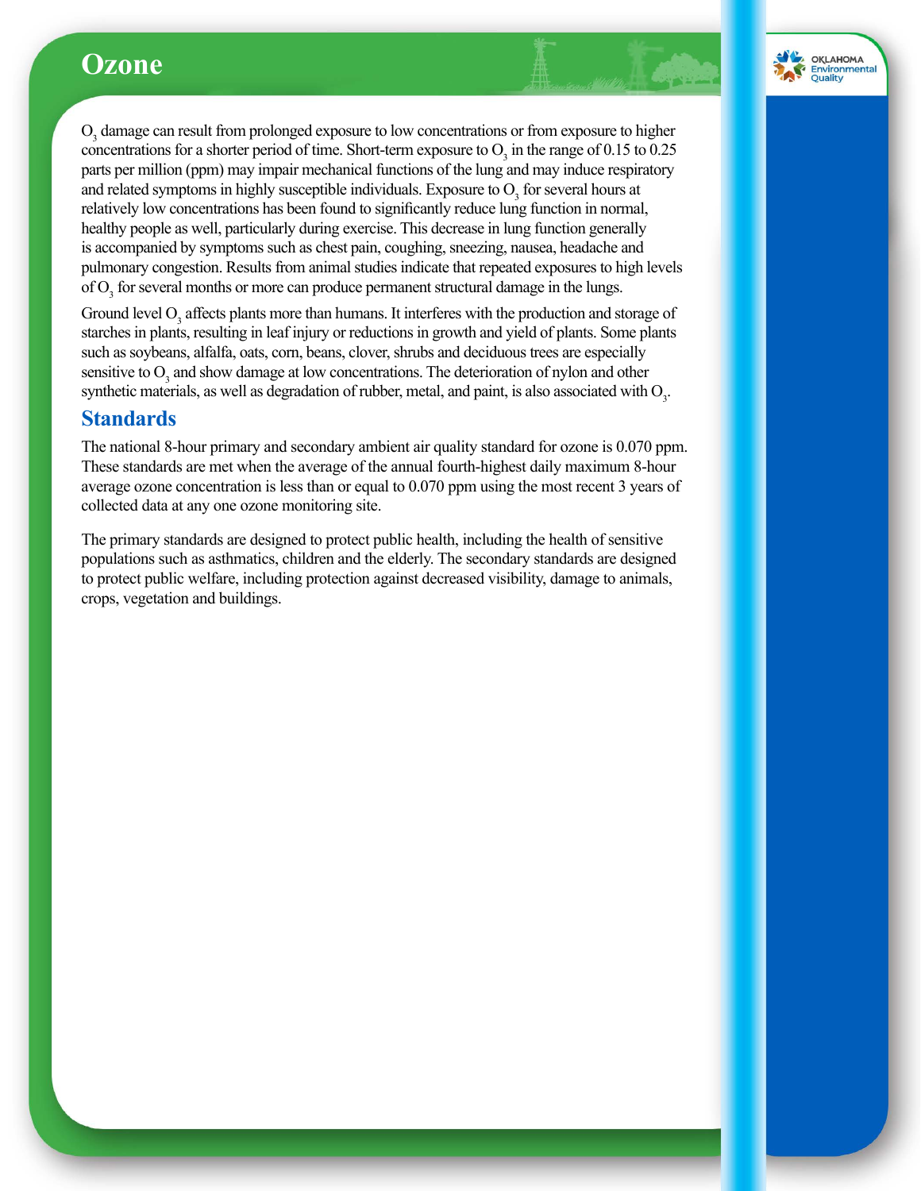# Ozone

$O_3$ damage can result from prolonged exposure to low concentrations or from exposure to higher concentrations for a shorter period of time. Short-term exposure to $O_3$ in the range of 0.15 to 0.25 parts per million (ppm) may impair mechanical functions of the lung and may induce respiratory and related symptoms in highly susceptible individuals. Exposure to $O_3$ for several hours at relatively low concentrations has been found to significantly reduce lung function in normal, healthy people as well, particularly during exercise. This decrease in lung function generally is accompanied by symptoms such as chest pain, coughing, sneezing, nausea, headache and pulmonary congestion. Results from animal studies indicate that repeated exposures to high levels of $O_3$ for several months or more can produce permanent structural damage in the lungs.

Ground level $O_3$ affects plants more than humans. It interferes with the production and storage of starches in plants, resulting in leaf injury or reductions in growth and yield of plants. Some plants such as soybeans, alfalfa, oats, corn, beans, clover, shrubs and deciduous trees are especially sensitive to $O_3$ and show damage at low concentrations. The deterioration of nylon and other synthetic materials, as well as degradation of rubber, metal, and paint, is also associated with $O_3$.

## Standards

The national 8-hour primary and secondary ambient air quality standard for ozone is 0.070 ppm. These standards are met when the average of the annual fourth-highest daily maximum 8-hour average ozone concentration is less than or equal to 0.070 ppm using the most recent 3 years of collected data at any one ozone monitoring site.

The primary standards are designed to protect public health, including the health of sensitive populations such as asthmatics, children and the elderly. The secondary standards are designed to protect public welfare, including protection against decreased visibility, damage to animals, crops, vegetation and buildings.